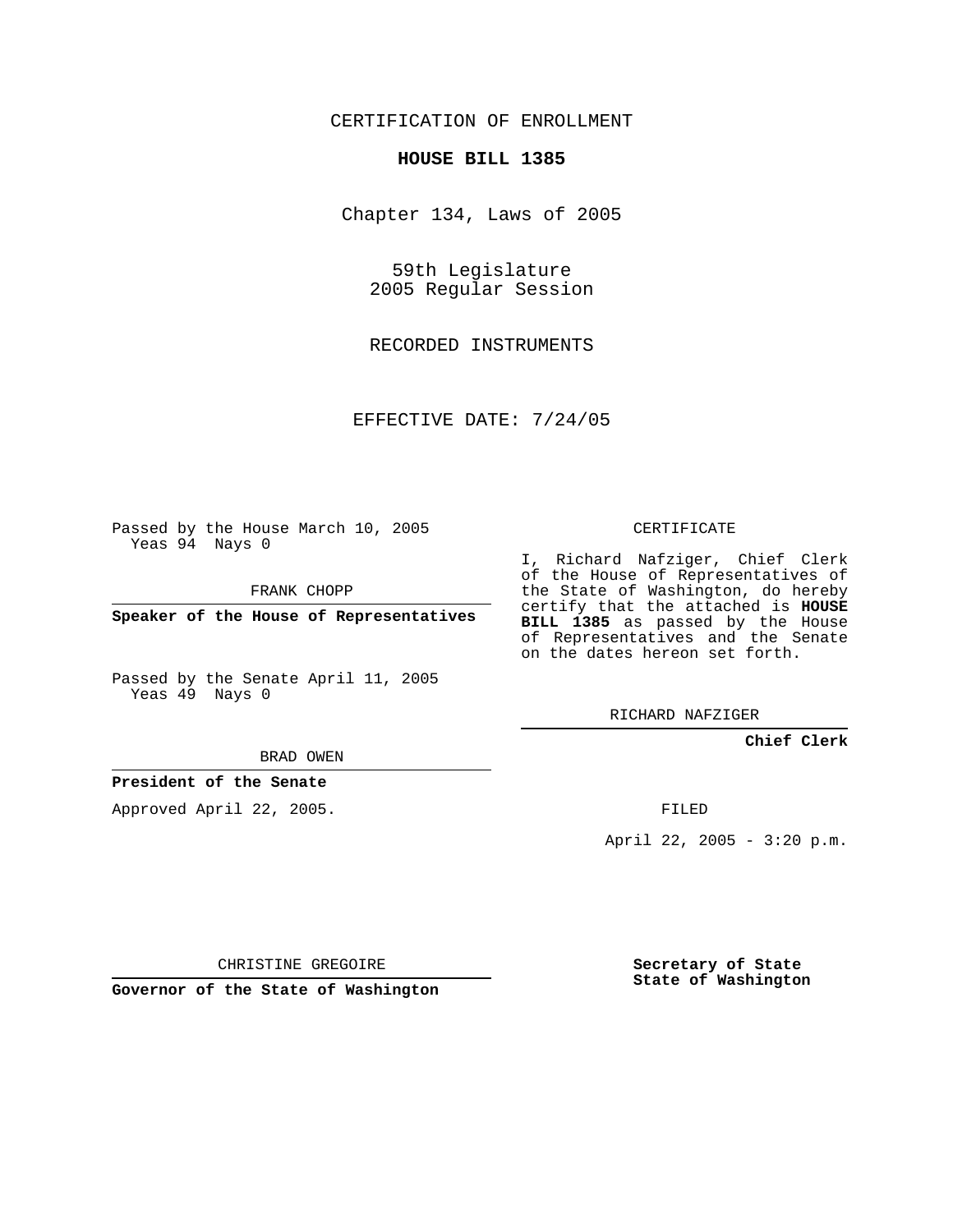CERTIFICATION OF ENROLLMENT

**HOUSE BILL 1385**

Chapter 134, Laws of 2005

59th Legislature
2005 Regular Session

RECORDED INSTRUMENTS

EFFECTIVE DATE: 7/24/05

Passed by the House March 10, 2005
Yeas 94 Nays 0

FRANK CHOPP

**Speaker of the House of Representatives**

Passed by the Senate April 11, 2005
Yeas 49 Nays 0

BRAD OWEN

**President of the Senate**

Approved April 22, 2005.

CHRISTINE GREGOIRE

**Governor of the State of Washington**

CERTIFICATE

I, Richard Nafziger, Chief Clerk of the House of Representatives of the State of Washington, do hereby certify that the attached is **HOUSE BILL 1385** as passed by the House of Representatives and the Senate on the dates hereon set forth.

RICHARD NAFZIGER

**Chief Clerk**

FILED

April 22, 2005 - 3:20 p.m.

**Secretary of State**
**State of Washington**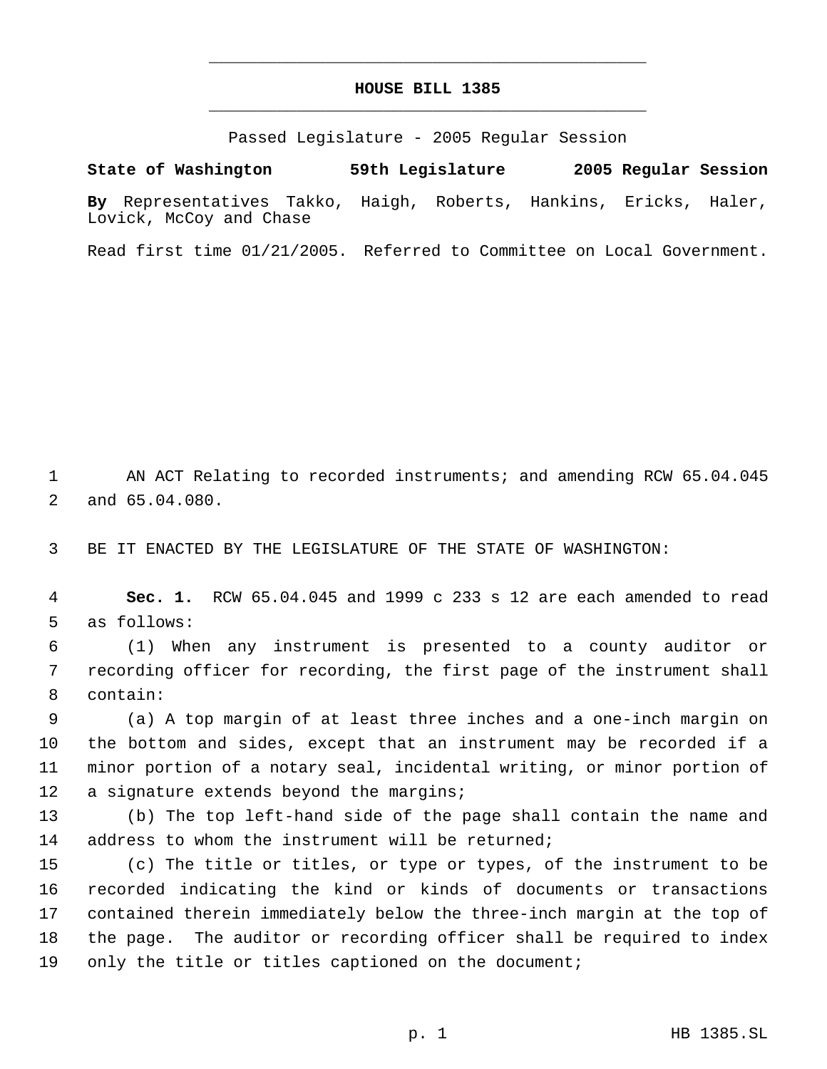# HOUSE BILL 1385

Passed Legislature - 2005 Regular Session

**State of Washington 59th Legislature 2005 Regular Session**

**By** Representatives Takko, Haigh, Roberts, Hankins, Ericks, Haler, Lovick, McCoy and Chase

Read first time 01/21/2005. Referred to Committee on Local Government.

AN ACT Relating to recorded instruments; and amending RCW 65.04.045 and 65.04.080.

BE IT ENACTED BY THE LEGISLATURE OF THE STATE OF WASHINGTON:

**Sec. 1.** RCW 65.04.045 and 1999 c 233 s 12 are each amended to read as follows:

(1) When any instrument is presented to a county auditor or recording officer for recording, the first page of the instrument shall contain:

(a) A top margin of at least three inches and a one-inch margin on the bottom and sides, except that an instrument may be recorded if a minor portion of a notary seal, incidental writing, or minor portion of a signature extends beyond the margins;

(b) The top left-hand side of the page shall contain the name and address to whom the instrument will be returned;

(c) The title or titles, or type or types, of the instrument to be recorded indicating the kind or kinds of documents or transactions contained therein immediately below the three-inch margin at the top of the page. The auditor or recording officer shall be required to index only the title or titles captioned on the document;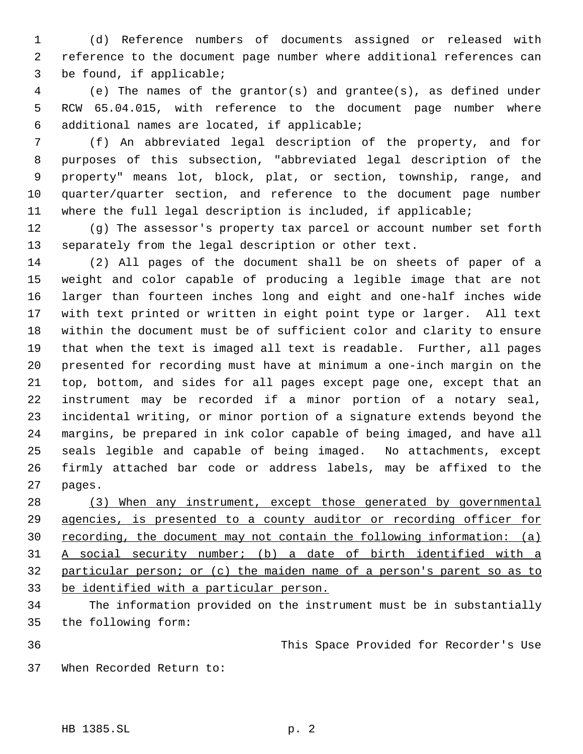(d) Reference numbers of documents assigned or released with reference to the document page number where additional references can be found, if applicable;

(e) The names of the grantor(s) and grantee(s), as defined under RCW 65.04.015, with reference to the document page number where additional names are located, if applicable;

(f) An abbreviated legal description of the property, and for purposes of this subsection, "abbreviated legal description of the property" means lot, block, plat, or section, township, range, and quarter/quarter section, and reference to the document page number where the full legal description is included, if applicable;

(g) The assessor's property tax parcel or account number set forth separately from the legal description or other text.

(2) All pages of the document shall be on sheets of paper of a weight and color capable of producing a legible image that are not larger than fourteen inches long and eight and one-half inches wide with text printed or written in eight point type or larger. All text within the document must be of sufficient color and clarity to ensure that when the text is imaged all text is readable. Further, all pages presented for recording must have at minimum a one-inch margin on the top, bottom, and sides for all pages except page one, except that an instrument may be recorded if a minor portion of a notary seal, incidental writing, or minor portion of a signature extends beyond the margins, be prepared in ink color capable of being imaged, and have all seals legible and capable of being imaged. No attachments, except firmly attached bar code or address labels, may be affixed to the pages.

<u>(3) When any instrument, except those generated by governmental agencies, is presented to a county auditor or recording officer for recording, the document may not contain the following information: (a) A social security number; (b) a date of birth identified with a particular person; or (c) the maiden name of a person's parent so as to be identified with a particular person.</u>

The information provided on the instrument must be in substantially the following form:

This Space Provided for Recorder's Use

When Recorded Return to: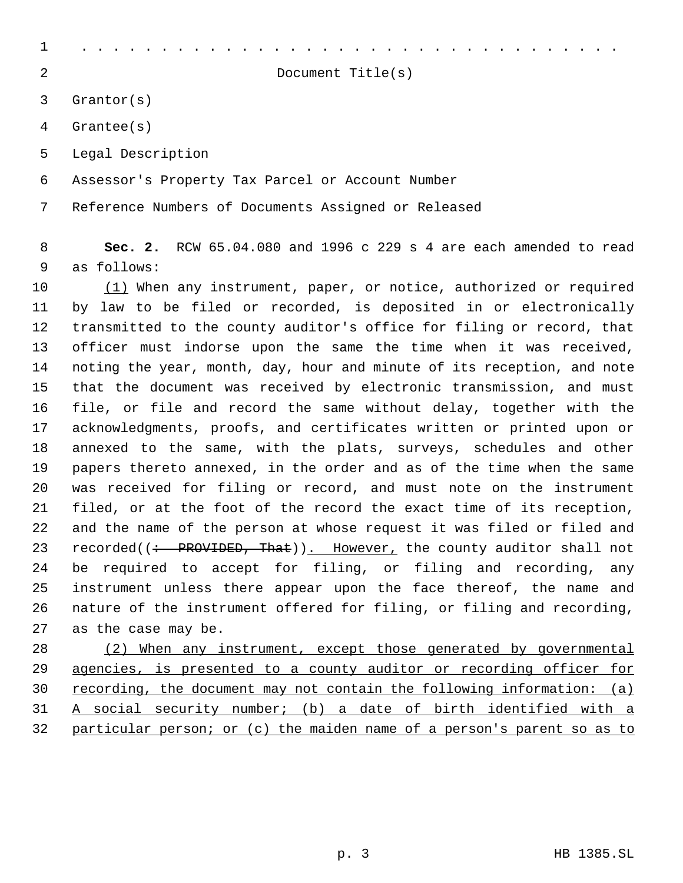. . . . . . . . . . . . . . . . . . . . . . . . . . . . . . . . . . .

Document Title(s)

Grantor(s)

Grantee(s)

Legal Description

Assessor's Property Tax Parcel or Account Number

Reference Numbers of Documents Assigned or Released

**Sec. 2.** RCW 65.04.080 and 1996 c 229 s 4 are each amended to read as follows:

(1) When any instrument, paper, or notice, authorized or required by law to be filed or recorded, is deposited in or electronically transmitted to the county auditor's office for filing or record, that officer must indorse upon the same the time when it was received, noting the year, month, day, hour and minute of its reception, and note that the document was received by electronic transmission, and must file, or file and record the same without delay, together with the acknowledgments, proofs, and certificates written or printed upon or annexed to the same, with the plats, surveys, schedules and other papers thereto annexed, in the order and as of the time when the same was received for filing or record, and must note on the instrument filed, or at the foot of the record the exact time of its reception, and the name of the person at whose request it was filed or filed and recorded((~~: PROVIDED, That~~)). However, the county auditor shall not be required to accept for filing, or filing and recording, any instrument unless there appear upon the face thereof, the name and nature of the instrument offered for filing, or filing and recording, as the case may be.

(2) When any instrument, except those generated by governmental agencies, is presented to a county auditor or recording officer for recording, the document may not contain the following information: (a) A social security number; (b) a date of birth identified with a particular person; or (c) the maiden name of a person's parent so as to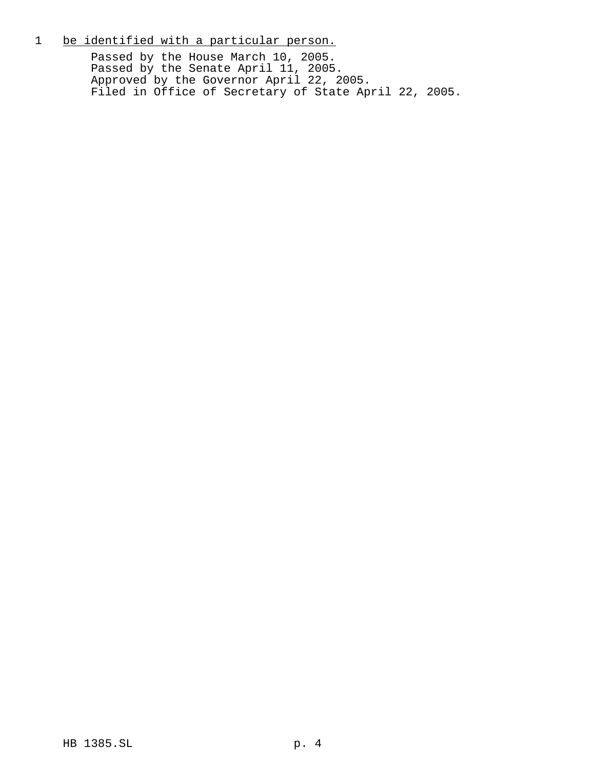<u>be identified with a particular person.</u>

Passed by the House March 10, 2005.
Passed by the Senate April 11, 2005.
Approved by the Governor April 22, 2005.
Filed in Office of Secretary of State April 22, 2005.